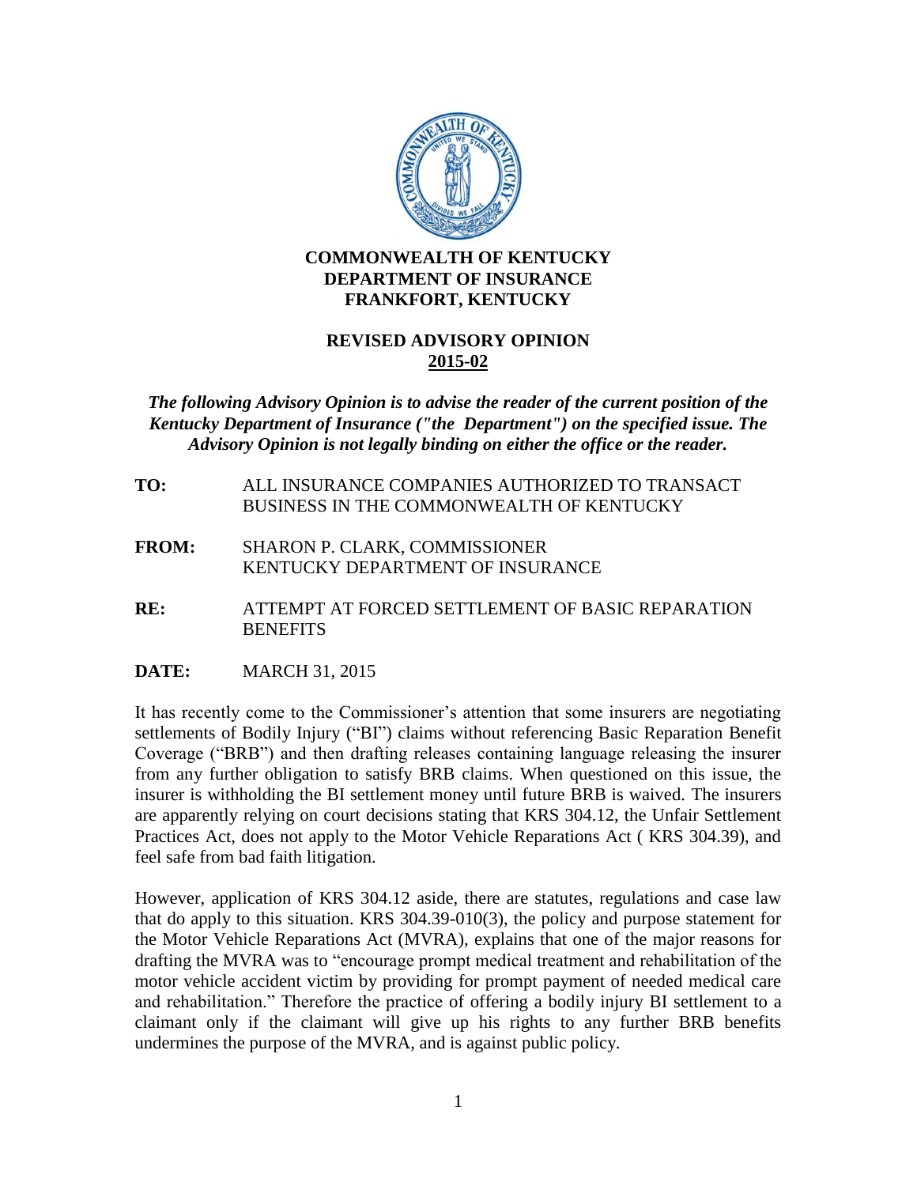**COMMONWEALTH OF KENTUCKY**
**DEPARTMENT OF INSURANCE**
**FRANKFORT, KENTUCKY**

# REVISED ADVISORY OPINION
## 2015-02

***The following Advisory Opinion is to advise the reader of the current position of the Kentucky Department of Insurance ("the Department") on the specified issue. The Advisory Opinion is not legally binding on either the office or the reader.***

**TO:** ALL INSURANCE COMPANIES AUTHORIZED TO TRANSACT BUSINESS IN THE COMMONWEALTH OF KENTUCKY

**FROM:** SHARON P. CLARK, COMMISSIONER
KENTUCKY DEPARTMENT OF INSURANCE

**RE:** ATTEMPT AT FORCED SETTLEMENT OF BASIC REPARATION BENEFITS

**DATE:** MARCH 31, 2015

It has recently come to the Commissioner's attention that some insurers are negotiating settlements of Bodily Injury ("BI") claims without referencing Basic Reparation Benefit Coverage ("BRB") and then drafting releases containing language releasing the insurer from any further obligation to satisfy BRB claims. When questioned on this issue, the insurer is withholding the BI settlement money until future BRB is waived. The insurers are apparently relying on court decisions stating that KRS 304.12, the Unfair Settlement Practices Act, does not apply to the Motor Vehicle Reparations Act ( KRS 304.39), and feel safe from bad faith litigation.

However, application of KRS 304.12 aside, there are statutes, regulations and case law that do apply to this situation. KRS 304.39-010(3), the policy and purpose statement for the Motor Vehicle Reparations Act (MVRA), explains that one of the major reasons for drafting the MVRA was to "encourage prompt medical treatment and rehabilitation of the motor vehicle accident victim by providing for prompt payment of needed medical care and rehabilitation." Therefore the practice of offering a bodily injury BI settlement to a claimant only if the claimant will give up his rights to any further BRB benefits undermines the purpose of the MVRA, and is against public policy.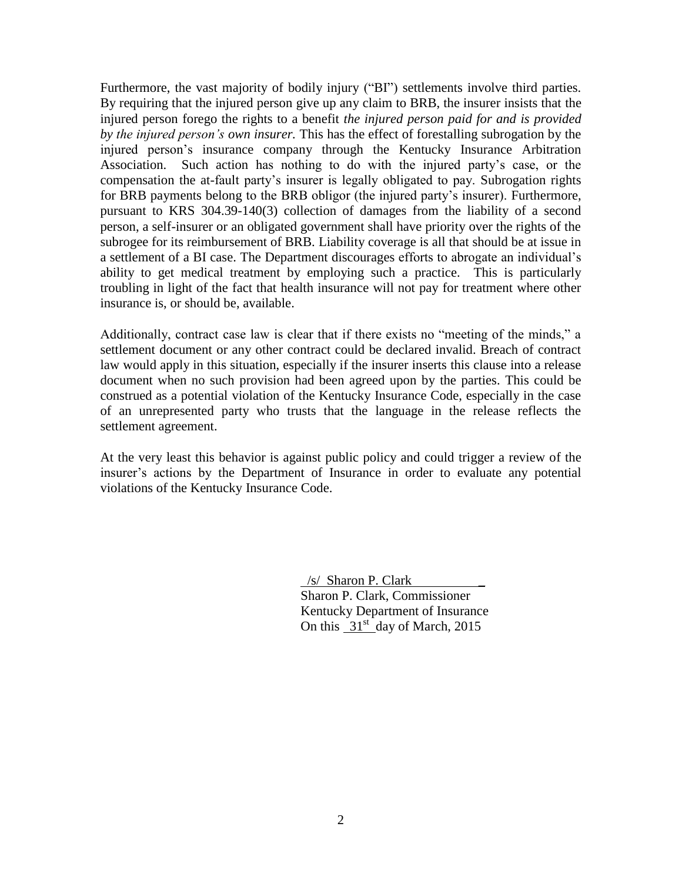Furthermore, the vast majority of bodily injury ("BI") settlements involve third parties. By requiring that the injured person give up any claim to BRB, the insurer insists that the injured person forego the rights to a benefit *the injured person paid for and is provided by the injured person's own insurer.* This has the effect of forestalling subrogation by the injured person's insurance company through the Kentucky Insurance Arbitration Association. Such action has nothing to do with the injured party's case, or the compensation the at-fault party's insurer is legally obligated to pay. Subrogation rights for BRB payments belong to the BRB obligor (the injured party's insurer). Furthermore, pursuant to KRS 304.39-140(3) collection of damages from the liability of a second person, a self-insurer or an obligated government shall have priority over the rights of the subrogee for its reimbursement of BRB. Liability coverage is all that should be at issue in a settlement of a BI case. The Department discourages efforts to abrogate an individual's ability to get medical treatment by employing such a practice. This is particularly troubling in light of the fact that health insurance will not pay for treatment where other insurance is, or should be, available.

Additionally, contract case law is clear that if there exists no "meeting of the minds," a settlement document or any other contract could be declared invalid. Breach of contract law would apply in this situation, especially if the insurer inserts this clause into a release document when no such provision had been agreed upon by the parties. This could be construed as a potential violation of the Kentucky Insurance Code, especially in the case of an unrepresented party who trusts that the language in the release reflects the settlement agreement.

At the very least this behavior is against public policy and could trigger a review of the insurer's actions by the Department of Insurance in order to evaluate any potential violations of the Kentucky Insurance Code.

/s/ Sharon P. Clark
Sharon P. Clark, Commissioner
Kentucky Department of Insurance
On this 31st day of March, 2015